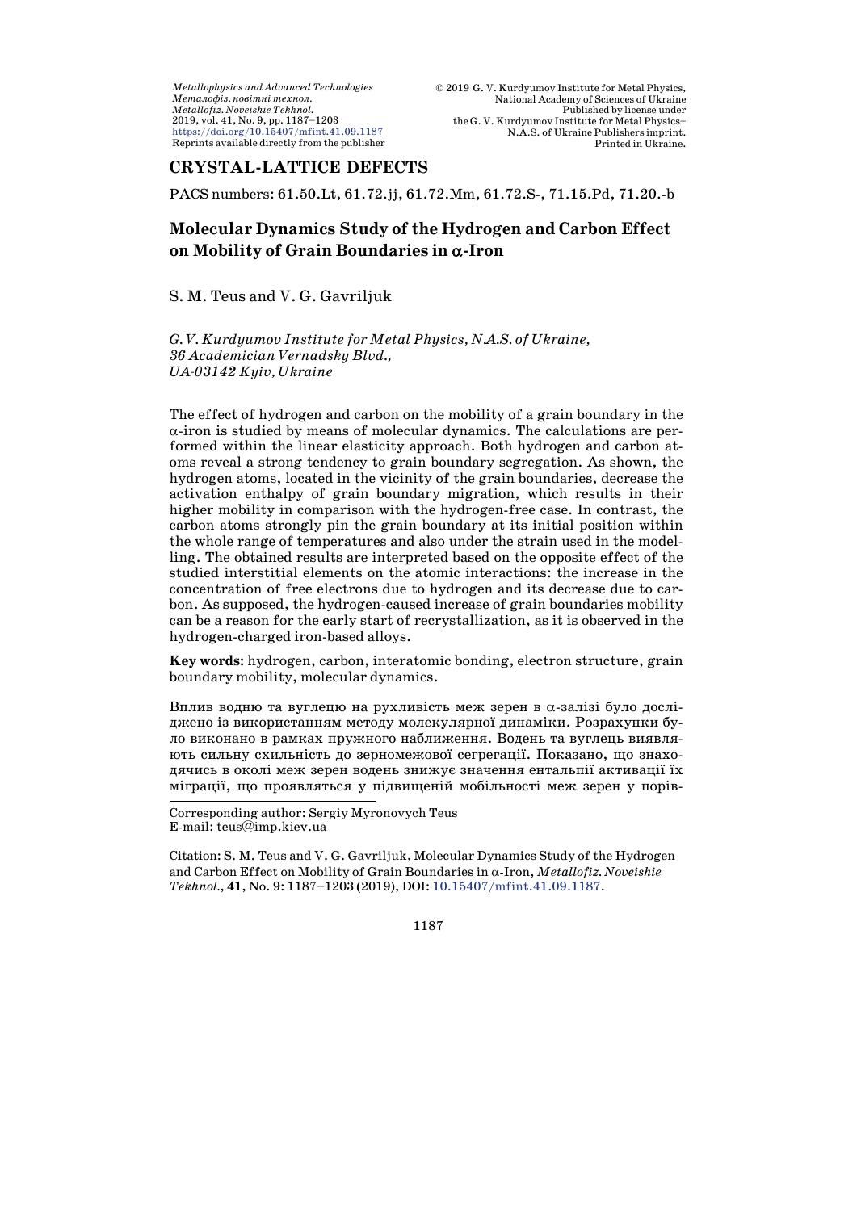## CRYSTAL-LATTICE DEFECTS

PACS numbers: 61.50.Lt, 61.72.jj, 61.72.Mm, 61.72.S-, 71.15.Pd, 71.20.-b

# Molecular Dynamics Study of the Hydrogen and Carbon Effect on Mobility of Grain Boundaries in α-Iron

S. M. Teus and V. G. Gavriljuk

*G. V. Kurdyumov Institute for Metal Physics, N.A.S. of Ukraine, 36 Academician Vernadsky Blvd., UA-03142 Kyiv, Ukraine*

The effect of hydrogen and carbon on the mobility of a grain boundary in the α-iron is studied by means of molecular dynamics. The calculations are performed within the linear elasticity approach. Both hydrogen and carbon atoms reveal a strong tendency to grain boundary segregation. As shown, the hydrogen atoms, located in the vicinity of the grain boundaries, decrease the activation enthalpy of grain boundary migration, which results in their higher mobility in comparison with the hydrogen-free case. In contrast, the carbon atoms strongly pin the grain boundary at its initial position within the whole range of temperatures and also under the strain used in the modelling. The obtained results are interpreted based on the opposite effect of the studied interstitial elements on the atomic interactions: the increase in the concentration of free electrons due to hydrogen and its decrease due to carbon. As supposed, the hydrogen-caused increase of grain boundaries mobility can be a reason for the early start of recrystallization, as it is observed in the hydrogen-charged iron-based alloys.

**Key words**: hydrogen, carbon, interatomic bonding, electron structure, grain boundary mobility, molecular dynamics.

Вплив водню та вуглецю на рухливість меж зерен в α-залізі було досліджено із використанням методу молекулярної динаміки. Розрахунки було виконано в рамках пружного наближення. Водень та вуглець виявляють сильну схильність до зерномежової сегрегації. Показано, що знаходячись в околі меж зерен водень знижує значення ентальпії активації їх міграції, що проявляється у підвищеній мобільності меж зерен у порів-

Corresponding author: Sergiy Myronovych Teus
E-mail: teus@imp.kiev.ua

Citation: S. M. Teus and V. G. Gavriljuk, Molecular Dynamics Study of the Hydrogen and Carbon Effect on Mobility of Grain Boundaries in α-Iron, *Metallofiz. Noveishie Tekhnol.*, **41**, No. 9: 1187–1203 (2019), DOI: 10.15407/mfint.41.09.1187.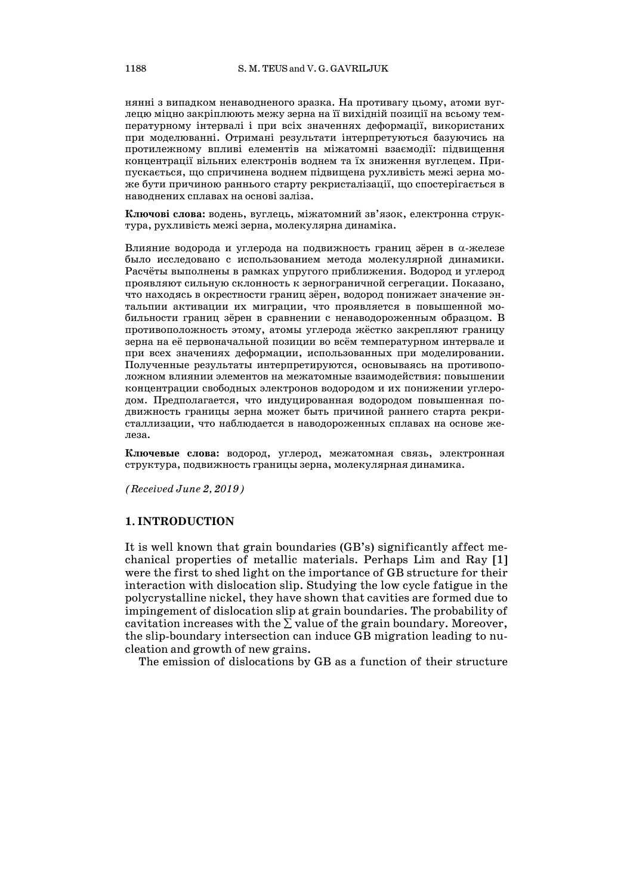нянні з випадком ненаводненого зразка. На противагу цьому, атоми вуглецю міцно закріплюють межу зерна на її вихідній позиції на всьому температурному інтервалі і при всіх значеннях деформації, використаних при моделюванні. Отримані результати інтерпретуються базуючись на протилежному впливі елементів на міжатомні взаємодії: підвищення концентрації вільних електронів воднем та їх зниження вуглецем. Припускається, що спричинена воднем підвищена рухливість межі зерна може бути причиною раннього старту рекристалізації, що спостерігається в наводнених сплавах на основі заліза.

**Ключові слова:** водень, вуглець, міжатомний зв'язок, електронна структура, рухливість межі зерна, молекулярна динаміка.

Влияние водорода и углерода на подвижность границ зёрен в α-железе было исследовано с использованием метода молекулярной динамики. Расчёты выполнены в рамках упругого приближения. Водород и углерод проявляют сильную склонность к зернограничной сегрегации. Показано, что находясь в окрестности границ зёрен, водород понижает значение энтальпии активации их миграции, что проявляется в повышенной мобильности границ зёрен в сравнении с ненаводороженным образцом. В противоположность этому, атомы углерода жёстко закрепляют границу зерна на её первоначальной позиции во всём температурном интервале и при всех значениях деформации, использованных при моделировании. Полученные результаты интерпретируются, основываясь на противоположном влиянии элементов на межатомные взаимодействия: повышении концентрации свободных электронов водородом и их понижении углеродом. Предполагается, что индуцированная водородом повышенная подвижность границы зерна может быть причиной раннего старта рекристаллизации, что наблюдается в наводороженных сплавах на основе железа.

**Ключевые слова:** водород, углерод, межатомная связь, электронная структура, подвижность границы зерна, молекулярная динамика.

*(Received June 2, 2019)*

## 1. INTRODUCTION

It is well known that grain boundaries (GB's) significantly affect mechanical properties of metallic materials. Perhaps Lim and Ray [1] were the first to shed light on the importance of GB structure for their interaction with dislocation slip. Studying the low cycle fatigue in the polycrystalline nickel, they have shown that cavities are formed due to impingement of dislocation slip at grain boundaries. The probability of cavitation increases with the $\Sigma$ value of the grain boundary. Moreover, the slip-boundary intersection can induce GB migration leading to nucleation and growth of new grains.

The emission of dislocations by GB as a function of their structure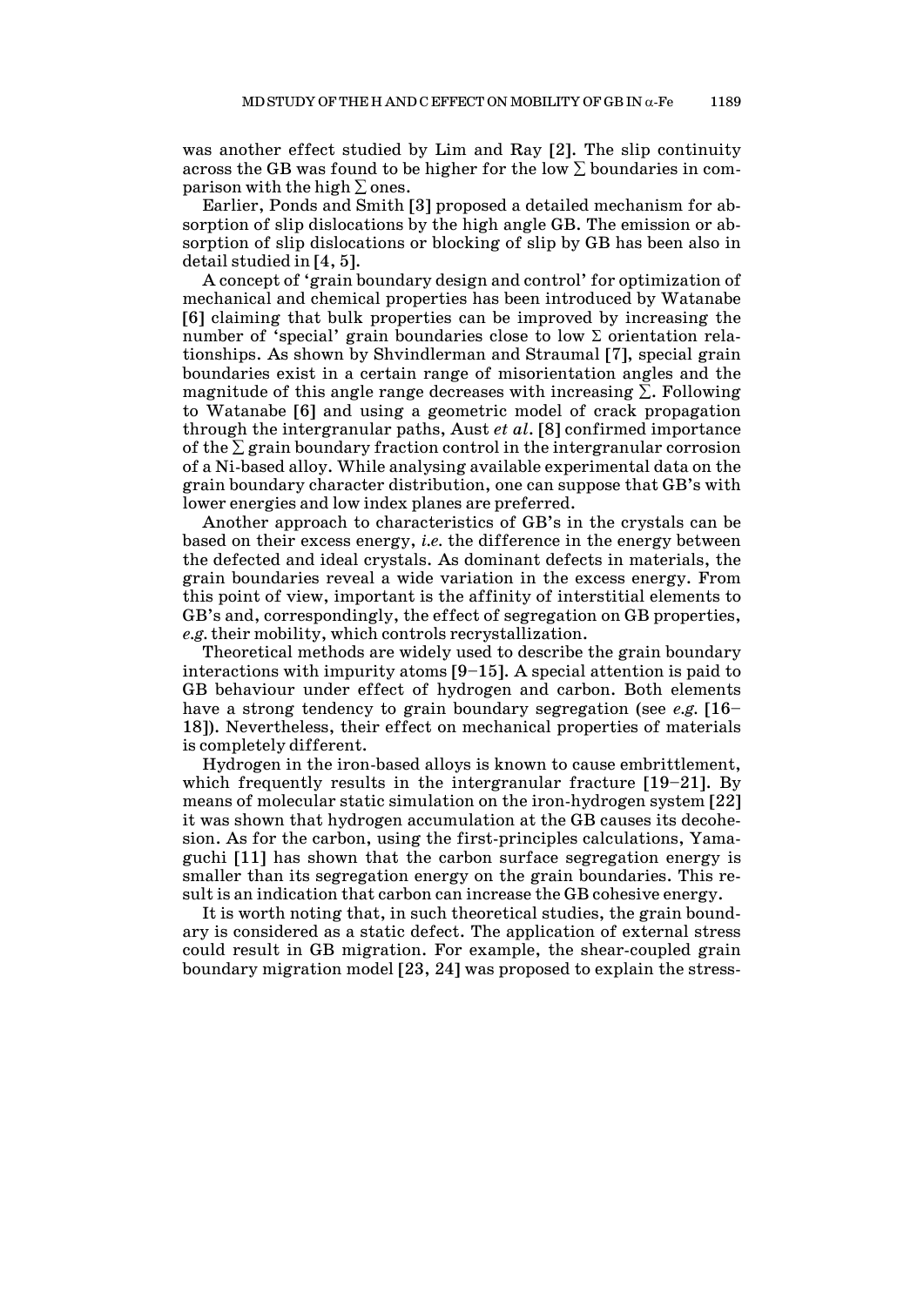was another effect studied by Lim and Ray [2]. The slip continuity across the GB was found to be higher for the low $\Sigma$ boundaries in comparison with the high $\Sigma$ ones.

Earlier, Ponds and Smith [3] proposed a detailed mechanism for absorption of slip dislocations by the high angle GB. The emission or absorption of slip dislocations or blocking of slip by GB has been also in detail studied in [4, 5].

A concept of 'grain boundary design and control' for optimization of mechanical and chemical properties has been introduced by Watanabe [6] claiming that bulk properties can be improved by increasing the number of 'special' grain boundaries close to low $\Sigma$ orientation relationships. As shown by Shvindlerman and Straumal [7], special grain boundaries exist in a certain range of misorientation angles and the magnitude of this angle range decreases with increasing $\Sigma$. Following to Watanabe [6] and using a geometric model of crack propagation through the intergranular paths, Aust *et al*. [8] confirmed importance of the $\Sigma$ grain boundary fraction control in the intergranular corrosion of a Ni-based alloy. While analysing available experimental data on the grain boundary character distribution, one can suppose that GB's with lower energies and low index planes are preferred.

Another approach to characteristics of GB's in the crystals can be based on their excess energy, *i.e.* the difference in the energy between the defected and ideal crystals. As dominant defects in materials, the grain boundaries reveal a wide variation in the excess energy. From this point of view, important is the affinity of interstitial elements to GB's and, correspondingly, the effect of segregation on GB properties, *e.g.* their mobility, which controls recrystallization.

Theoretical methods are widely used to describe the grain boundary interactions with impurity atoms [9–15]. A special attention is paid to GB behaviour under effect of hydrogen and carbon. Both elements have a strong tendency to grain boundary segregation (see *e.g.* [16–18]). Nevertheless, their effect on mechanical properties of materials is completely different.

Hydrogen in the iron-based alloys is known to cause embrittlement, which frequently results in the intergranular fracture [19–21]. By means of molecular static simulation on the iron-hydrogen system [22] it was shown that hydrogen accumulation at the GB causes its decohesion. As for the carbon, using the first-principles calculations, Yamaguchi [11] has shown that the carbon surface segregation energy is smaller than its segregation energy on the grain boundaries. This result is an indication that carbon can increase the GB cohesive energy.

It is worth noting that, in such theoretical studies, the grain boundary is considered as a static defect. The application of external stress could result in GB migration. For example, the shear-coupled grain boundary migration model [23, 24] was proposed to explain the stress-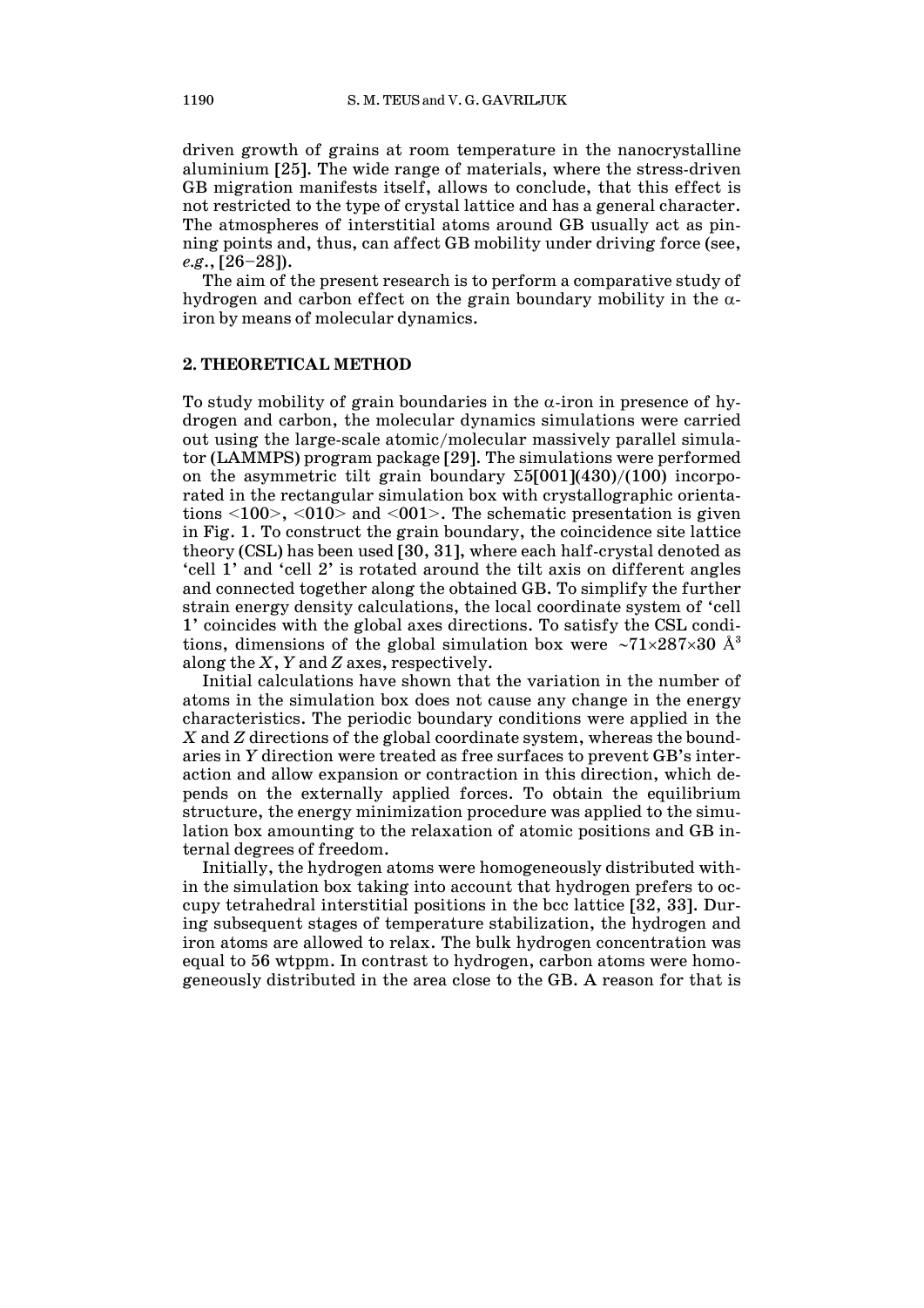driven growth of grains at room temperature in the nanocrystalline aluminium [25]. The wide range of materials, where the stress-driven GB migration manifests itself, allows to conclude, that this effect is not restricted to the type of crystal lattice and has a general character. The atmospheres of interstitial atoms around GB usually act as pinning points and, thus, can affect GB mobility under driving force (see, *e.g.*, [26–28]).

The aim of the present research is to perform a comparative study of hydrogen and carbon effect on the grain boundary mobility in the α-iron by means of molecular dynamics.

## 2. THEORETICAL METHOD

To study mobility of grain boundaries in the α-iron in presence of hydrogen and carbon, the molecular dynamics simulations were carried out using the large-scale atomic/molecular massively parallel simulator (LAMMPS) program package [29]. The simulations were performed on the asymmetric tilt grain boundary **Σ5[001](430)/(100)** incorporated in the rectangular simulation box with crystallographic orientations <100>, <010> and <001>. The schematic presentation is given in Fig. 1. To construct the grain boundary, the coincidence site lattice theory (CSL) has been used [30, 31], where each half-crystal denoted as 'cell 1' and 'cell 2' is rotated around the tilt axis on different angles and connected together along the obtained GB. To simplify the further strain energy density calculations, the local coordinate system of 'cell 1' coincides with the global axes directions. To satisfy the CSL conditions, dimensions of the global simulation box were $\sim 71 \times 287 \times 30$ Å$^3$ along the *X*, *Y* and *Z* axes, respectively.

Initial calculations have shown that the variation in the number of atoms in the simulation box does not cause any change in the energy characteristics. The periodic boundary conditions were applied in the *X* and *Z* directions of the global coordinate system, whereas the boundaries in *Y* direction were treated as free surfaces to prevent GB's interaction and allow expansion or contraction in this direction, which depends on the externally applied forces. To obtain the equilibrium structure, the energy minimization procedure was applied to the simulation box amounting to the relaxation of atomic positions and GB internal degrees of freedom.

Initially, the hydrogen atoms were homogeneously distributed within the simulation box taking into account that hydrogen prefers to occupy tetrahedral interstitial positions in the bcc lattice [32, 33]. During subsequent stages of temperature stabilization, the hydrogen and iron atoms are allowed to relax. The bulk hydrogen concentration was equal to 56 wtppm. In contrast to hydrogen, carbon atoms were homogeneously distributed in the area close to the GB. A reason for that is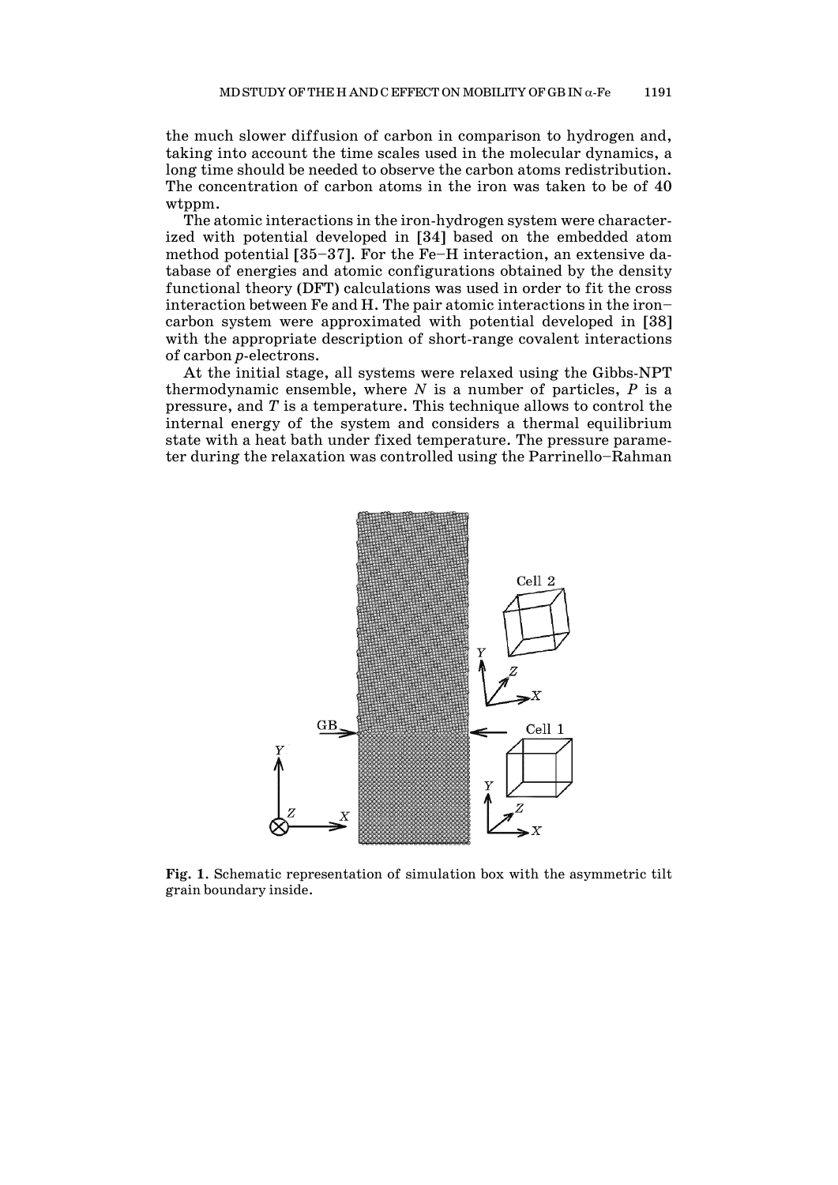the much slower diffusion of carbon in comparison to hydrogen and, taking into account the time scales used in the molecular dynamics, a long time should be needed to observe the carbon atoms redistribution. The concentration of carbon atoms in the iron was taken to be of 40 wtppm.

The atomic interactions in the iron-hydrogen system were characterized with potential developed in [34] based on the embedded atom method potential [35–37]. For the Fe–H interaction, an extensive database of energies and atomic configurations obtained by the density functional theory (DFT) calculations was used in order to fit the cross interaction between Fe and H. The pair atomic interactions in the iron–carbon system were approximated with potential developed in [38] with the appropriate description of short-range covalent interactions of carbon *p*-electrons.

At the initial stage, all systems were relaxed using the Gibbs-NPT thermodynamic ensemble, where $N$ is a number of particles, $P$ is a pressure, and $T$ is a temperature. This technique allows to control the internal energy of the system and considers a thermal equilibrium state with a heat bath under fixed temperature. The pressure parameter during the relaxation was controlled using the Parrinello–Rahman

**Fig. 1**. Schematic representation of simulation box with the asymmetric tilt grain boundary inside.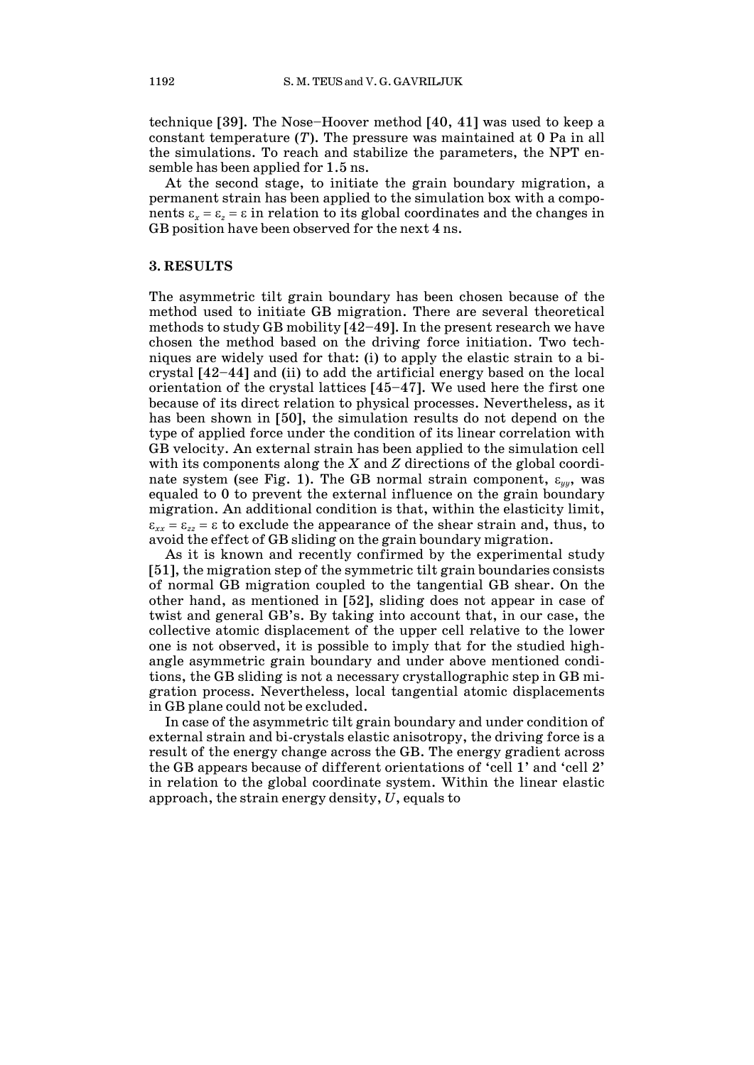technique [39]. The Nose–Hoover method [40, 41] was used to keep a constant temperature ($T$). The pressure was maintained at 0 Pa in all the simulations. To reach and stabilize the parameters, the NPT ensemble has been applied for 1.5 ns.

At the second stage, to initiate the grain boundary migration, a permanent strain has been applied to the simulation box with a components $\varepsilon_x = \varepsilon_z = \varepsilon$ in relation to its global coordinates and the changes in GB position have been observed for the next 4 ns.

## 3. RESULTS

The asymmetric tilt grain boundary has been chosen because of the method used to initiate GB migration. There are several theoretical methods to study GB mobility [42–49]. In the present research we have chosen the method based on the driving force initiation. Two techniques are widely used for that: (i) to apply the elastic strain to a bi-crystal [42–44] and (ii) to add the artificial energy based on the local orientation of the crystal lattices [45–47]. We used here the first one because of its direct relation to physical processes. Nevertheless, as it has been shown in [50], the simulation results do not depend on the type of applied force under the condition of its linear correlation with GB velocity. An external strain has been applied to the simulation cell with its components along the $X$ and $Z$ directions of the global coordinate system (see Fig. 1). The GB normal strain component, $\varepsilon_{yy}$, was equaled to 0 to prevent the external influence on the grain boundary migration. An additional condition is that, within the elasticity limit, $\varepsilon_{xx} = \varepsilon_{zz} = \varepsilon$ to exclude the appearance of the shear strain and, thus, to avoid the effect of GB sliding on the grain boundary migration.

As it is known and recently confirmed by the experimental study [51], the migration step of the symmetric tilt grain boundaries consists of normal GB migration coupled to the tangential GB shear. On the other hand, as mentioned in [52], sliding does not appear in case of twist and general GB's. By taking into account that, in our case, the collective atomic displacement of the upper cell relative to the lower one is not observed, it is possible to imply that for the studied high-angle asymmetric grain boundary and under above mentioned conditions, the GB sliding is not a necessary crystallographic step in GB migration process. Nevertheless, local tangential atomic displacements in GB plane could not be excluded.

In case of the asymmetric tilt grain boundary and under condition of external strain and bi-crystals elastic anisotropy, the driving force is a result of the energy change across the GB. The energy gradient across the GB appears because of different orientations of 'cell 1' and 'cell 2' in relation to the global coordinate system. Within the linear elastic approach, the strain energy density, $U$, equals to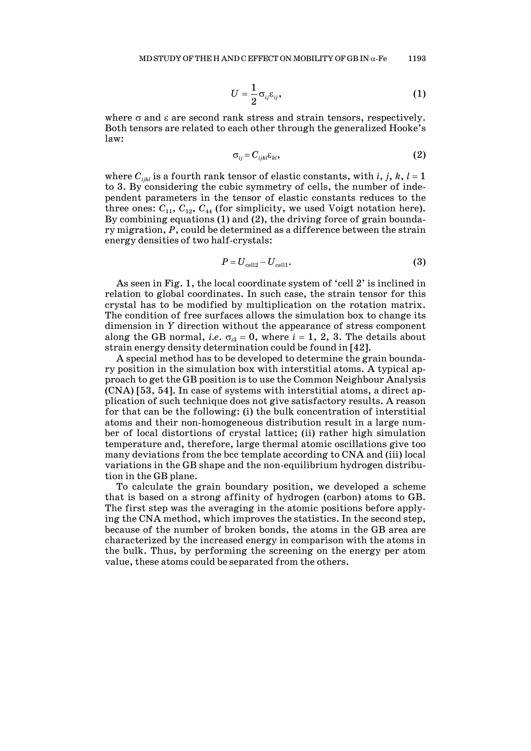$$U = \frac{1}{2}\sigma_{ij}\varepsilon_{ij}, \tag{1}$$

where σ and ε are second rank stress and strain tensors, respectively. Both tensors are related to each other through the generalized Hooke's law:

$$\sigma_{ij} = C_{ijkl}\varepsilon_{kl}, \tag{2}$$

where $C_{ijkl}$ is a fourth rank tensor of elastic constants, with $i$, $j$, $k$, $l = 1$ to 3. By considering the cubic symmetry of cells, the number of independent parameters in the tensor of elastic constants reduces to the three ones: $C_{11}$, $C_{12}$, $C_{44}$ (for simplicity, we used Voigt notation here). By combining equations (1) and (2), the driving force of grain boundary migration, $P$, could be determined as a difference between the strain energy densities of two half-crystals:

$$P = U_{\text{cell2}} - U_{\text{cell1}}. \tag{3}$$

As seen in Fig. 1, the local coordinate system of 'cell 2' is inclined in relation to global coordinates. In such case, the strain tensor for this crystal has to be modified by multiplication on the rotation matrix. The condition of free surfaces allows the simulation box to change its dimension in $Y$ direction without the appearance of stress component along the GB normal, *i.e.* $\sigma_{i3} = 0$, where $i = 1, 2, 3$. The details about strain energy density determination could be found in [42].

A special method has to be developed to determine the grain boundary position in the simulation box with interstitial atoms. A typical approach to get the GB position is to use the Common Neighbour Analysis (CNA) [53, 54]. In case of systems with interstitial atoms, a direct application of such technique does not give satisfactory results. A reason for that can be the following: (i) the bulk concentration of interstitial atoms and their non-homogeneous distribution result in a large number of local distortions of crystal lattice; (ii) rather high simulation temperature and, therefore, large thermal atomic oscillations give too many deviations from the bcc template according to CNA and (iii) local variations in the GB shape and the non-equilibrium hydrogen distribution in the GB plane.

To calculate the grain boundary position, we developed a scheme that is based on a strong affinity of hydrogen (carbon) atoms to GB. The first step was the averaging in the atomic positions before applying the CNA method, which improves the statistics. In the second step, because of the number of broken bonds, the atoms in the GB area are characterized by the increased energy in comparison with the atoms in the bulk. Thus, by performing the screening on the energy per atom value, these atoms could be separated from the others.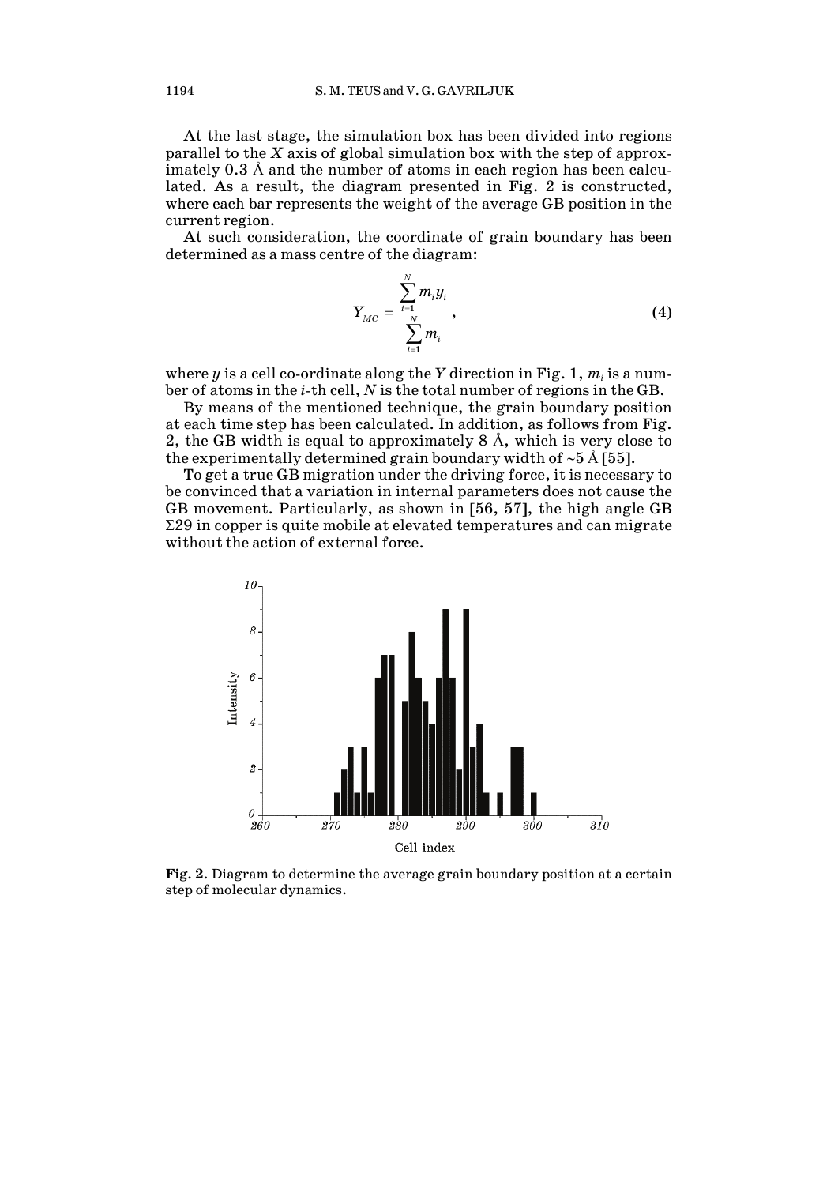At the last stage, the simulation box has been divided into regions parallel to the $X$ axis of global simulation box with the step of approximately 0.3 Å and the number of atoms in each region has been calculated. As a result, the diagram presented in Fig. 2 is constructed, where each bar represents the weight of the average GB position in the current region.

At such consideration, the coordinate of grain boundary has been determined as a mass centre of the diagram:

$$Y_{MC} = \frac{\sum_{i=1}^{N} m_i y_i}{\sum_{i=1}^{N} m_i}, \tag{4}$$

where $y$ is a cell co-ordinate along the $Y$ direction in Fig. 1, $m_i$ is a number of atoms in the $i$-th cell, $N$ is the total number of regions in the GB.

By means of the mentioned technique, the grain boundary position at each time step has been calculated. In addition, as follows from Fig. 2, the GB width is equal to approximately 8 Å, which is very close to the experimentally determined grain boundary width of ~5 Å [55].

To get a true GB migration under the driving force, it is necessary to be convinced that a variation in internal parameters does not cause the GB movement. Particularly, as shown in [56, 57], the high angle GB $\Sigma 29$ in copper is quite mobile at elevated temperatures and can migrate without the action of external force.

**Fig. 2.** Diagram to determine the average grain boundary position at a certain step of molecular dynamics.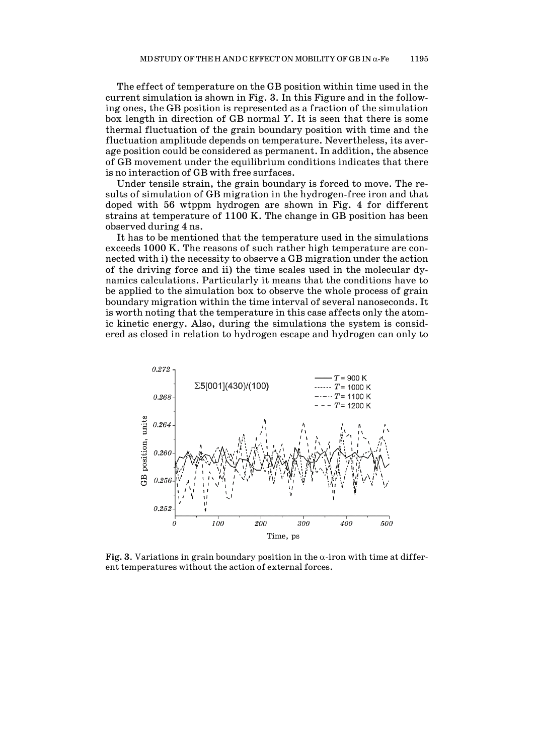The effect of temperature on the GB position within time used in the current simulation is shown in Fig. 3. In this Figure and in the following ones, the GB position is represented as a fraction of the simulation box length in direction of GB normal $Y$. It is seen that there is some thermal fluctuation of the grain boundary position with time and the fluctuation amplitude depends on temperature. Nevertheless, its average position could be considered as permanent. In addition, the absence of GB movement under the equilibrium conditions indicates that there is no interaction of GB with free surfaces.

Under tensile strain, the grain boundary is forced to move. The results of simulation of GB migration in the hydrogen-free iron and that doped with 56 wtppm hydrogen are shown in Fig. 4 for different strains at temperature of 1100 K. The change in GB position has been observed during 4 ns.

It has to be mentioned that the temperature used in the simulations exceeds 1000 K. The reasons of such rather high temperature are connected with i) the necessity to observe a GB migration under the action of the driving force and ii) the time scales used in the molecular dynamics calculations. Particularly it means that the conditions have to be applied to the simulation box to observe the whole process of grain boundary migration within the time interval of several nanoseconds. It is worth noting that the temperature in this case affects only the atomic kinetic energy. Also, during the simulations the system is considered as closed in relation to hydrogen escape and hydrogen can only to

**Fig. 3.** Variations in grain boundary position in the $\alpha$-iron with time at different temperatures without the action of external forces.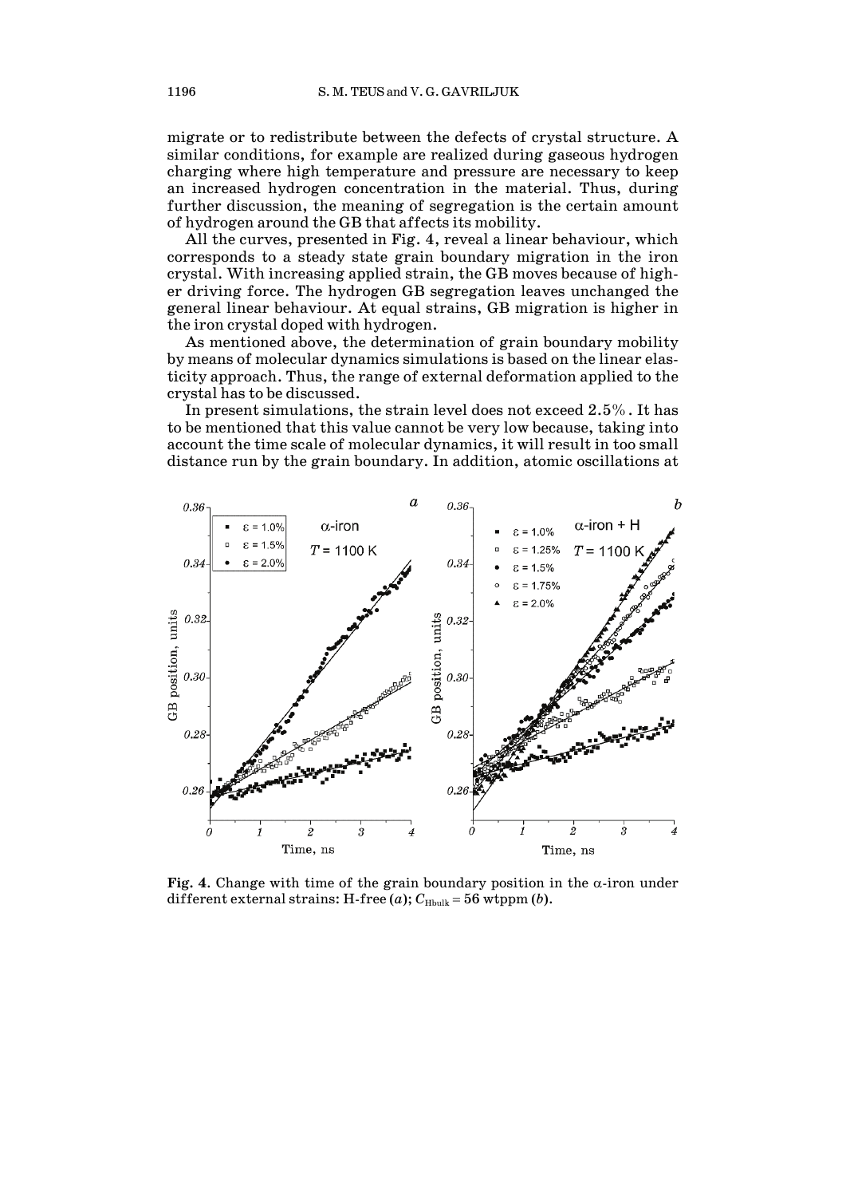migrate or to redistribute between the defects of crystal structure. A similar conditions, for example are realized during gaseous hydrogen charging where high temperature and pressure are necessary to keep an increased hydrogen concentration in the material. Thus, during further discussion, the meaning of segregation is the certain amount of hydrogen around the GB that affects its mobility.

All the curves, presented in Fig. 4, reveal a linear behaviour, which corresponds to a steady state grain boundary migration in the iron crystal. With increasing applied strain, the GB moves because of higher driving force. The hydrogen GB segregation leaves unchanged the general linear behaviour. At equal strains, GB migration is higher in the iron crystal doped with hydrogen.

As mentioned above, the determination of grain boundary mobility by means of molecular dynamics simulations is based on the linear elasticity approach. Thus, the range of external deformation applied to the crystal has to be discussed.

In present simulations, the strain level does not exceed 2.5%. It has to be mentioned that this value cannot be very low because, taking into account the time scale of molecular dynamics, it will result in too small distance run by the grain boundary. In addition, atomic oscillations at

**Fig. 4.** Change with time of the grain boundary position in the α-iron under different external strains: H-free (*a*); $C_{\mathrm{Hbulk}} = 56$ wtppm (*b*).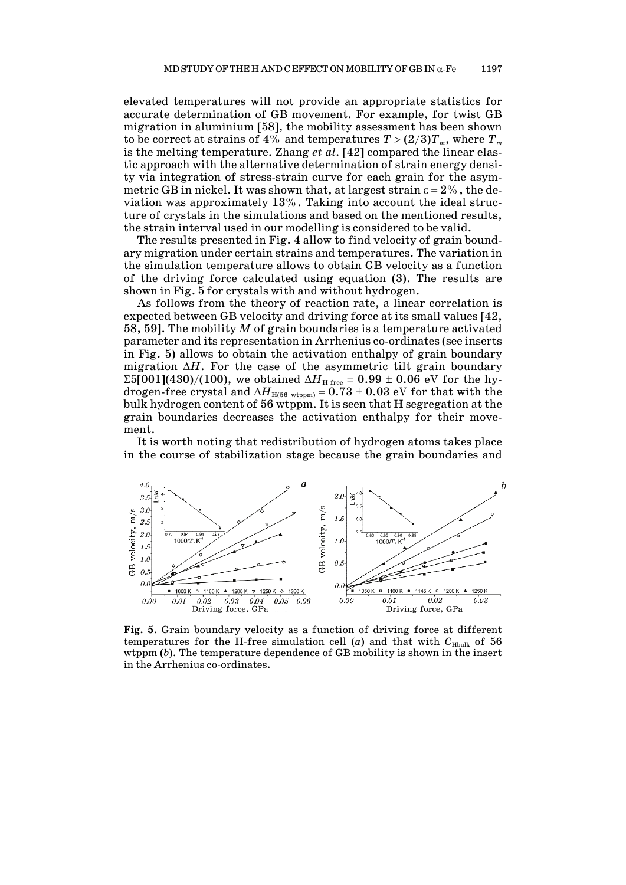elevated temperatures will not provide an appropriate statistics for accurate determination of GB movement. For example, for twist GB migration in aluminium [58], the mobility assessment has been shown to be correct at strains of 4% and temperatures $T > (2/3)T_m$, where $T_m$ is the melting temperature. Zhang *et al*. [42] compared the linear elastic approach with the alternative determination of strain energy density via integration of stress-strain curve for each grain for the asymmetric GB in nickel. It was shown that, at largest strain $\varepsilon = 2\%$, the deviation was approximately 13%. Taking into account the ideal structure of crystals in the simulations and based on the mentioned results, the strain interval used in our modelling is considered to be valid.

The results presented in Fig. 4 allow to find velocity of grain boundary migration under certain strains and temperatures. The variation in the simulation temperature allows to obtain GB velocity as a function of the driving force calculated using equation (3). The results are shown in Fig. 5 for crystals with and without hydrogen.

As follows from the theory of reaction rate, a linear correlation is expected between GB velocity and driving force at its small values [42, 58, 59]. The mobility $M$ of grain boundaries is a temperature activated parameter and its representation in Arrhenius co-ordinates (see inserts in Fig. 5) allows to obtain the activation enthalpy of grain boundary migration $\Delta H$. For the case of the asymmetric tilt grain boundary $\Sigma5[001](430)/(100)$, we obtained $\Delta H_{\text{H-free}} = 0.99 \pm 0.06$ eV for the hydrogen-free crystal and $\Delta H_{\text{H(56 wtppm)}} = 0.73 \pm 0.03$ eV for that with the bulk hydrogen content of 56 wtppm. It is seen that H segregation at the grain boundaries decreases the activation enthalpy for their movement.

It is worth noting that redistribution of hydrogen atoms takes place in the course of stabilization stage because the grain boundaries and

**Fig. 5.** Grain boundary velocity as a function of driving force at different temperatures for the H-free simulation cell (*a*) and that with $C_{\text{Hbulk}}$ of 56 wtppm (*b*). The temperature dependence of GB mobility is shown in the insert in the Arrhenius co-ordinates.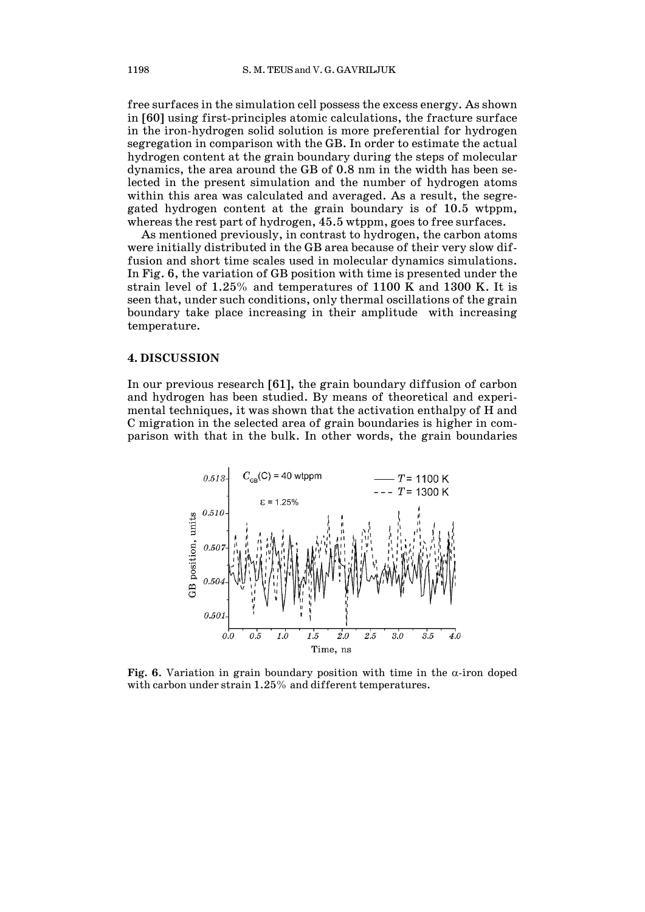free surfaces in the simulation cell possess the excess energy. As shown in [60] using first-principles atomic calculations, the fracture surface in the iron-hydrogen solid solution is more preferential for hydrogen segregation in comparison with the GB. In order to estimate the actual hydrogen content at the grain boundary during the steps of molecular dynamics, the area around the GB of 0.8 nm in the width has been selected in the present simulation and the number of hydrogen atoms within this area was calculated and averaged. As a result, the segregated hydrogen content at the grain boundary is of 10.5 wtppm, whereas the rest part of hydrogen, 45.5 wtppm, goes to free surfaces.

As mentioned previously, in contrast to hydrogen, the carbon atoms were initially distributed in the GB area because of their very slow diffusion and short time scales used in molecular dynamics simulations. In Fig. 6, the variation of GB position with time is presented under the strain level of 1.25% and temperatures of 1100 K and 1300 K. It is seen that, under such conditions, only thermal oscillations of the grain boundary take place increasing in their amplitude with increasing temperature.

## 4. DISCUSSION

In our previous research [61], the grain boundary diffusion of carbon and hydrogen has been studied. By means of theoretical and experimental techniques, it was shown that the activation enthalpy of H and C migration in the selected area of grain boundaries is higher in comparison with that in the bulk. In other words, the grain boundaries

**Fig. 6**. Variation in grain boundary position with time in the α-iron doped with carbon under strain 1.25% and different temperatures.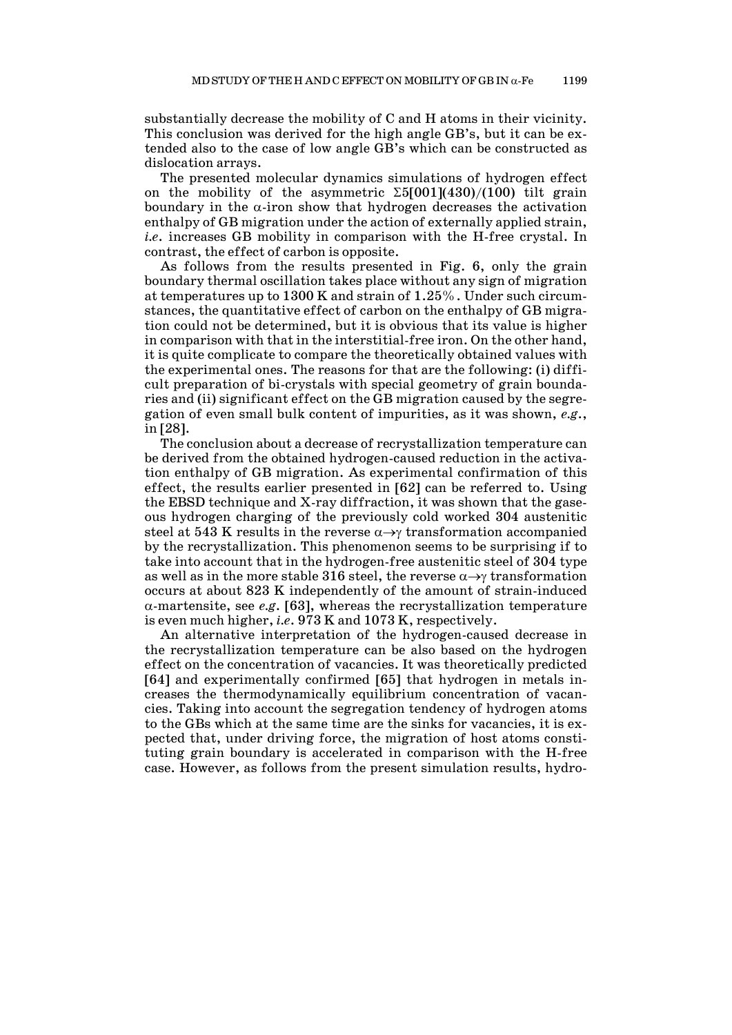substantially decrease the mobility of C and H atoms in their vicinity. This conclusion was derived for the high angle GB's, but it can be extended also to the case of low angle GB's which can be constructed as dislocation arrays.

The presented molecular dynamics simulations of hydrogen effect on the mobility of the asymmetric $\Sigma 5[001](430)/(100)$ tilt grain boundary in the α-iron show that hydrogen decreases the activation enthalpy of GB migration under the action of externally applied strain, *i.e.* increases GB mobility in comparison with the H-free crystal. In contrast, the effect of carbon is opposite.

As follows from the results presented in Fig. 6, only the grain boundary thermal oscillation takes place without any sign of migration at temperatures up to 1300 K and strain of 1.25%. Under such circumstances, the quantitative effect of carbon on the enthalpy of GB migration could not be determined, but it is obvious that its value is higher in comparison with that in the interstitial-free iron. On the other hand, it is quite complicate to compare the theoretically obtained values with the experimental ones. The reasons for that are the following: (i) difficult preparation of bi-crystals with special geometry of grain boundaries and (ii) significant effect on the GB migration caused by the segregation of even small bulk content of impurities, as it was shown, *e.g.*, in [28].

The conclusion about a decrease of recrystallization temperature can be derived from the obtained hydrogen-caused reduction in the activation enthalpy of GB migration. As experimental confirmation of this effect, the results earlier presented in [62] can be referred to. Using the EBSD technique and X-ray diffraction, it was shown that the gaseous hydrogen charging of the previously cold worked 304 austenitic steel at 543 K results in the reverse $\alpha \rightarrow \gamma$ transformation accompanied by the recrystallization. This phenomenon seems to be surprising if to take into account that in the hydrogen-free austenitic steel of 304 type as well as in the more stable 316 steel, the reverse $\alpha \rightarrow \gamma$ transformation occurs at about 823 K independently of the amount of strain-induced α-martensite, see *e.g.* [63], whereas the recrystallization temperature is even much higher, *i.e.* 973 K and 1073 K, respectively.

An alternative interpretation of the hydrogen-caused decrease in the recrystallization temperature can be also based on the hydrogen effect on the concentration of vacancies. It was theoretically predicted [64] and experimentally confirmed [65] that hydrogen in metals increases the thermodynamically equilibrium concentration of vacancies. Taking into account the segregation tendency of hydrogen atoms to the GBs which at the same time are the sinks for vacancies, it is expected that, under driving force, the migration of host atoms constituting grain boundary is accelerated in comparison with the H-free case. However, as follows from the present simulation results, hydro-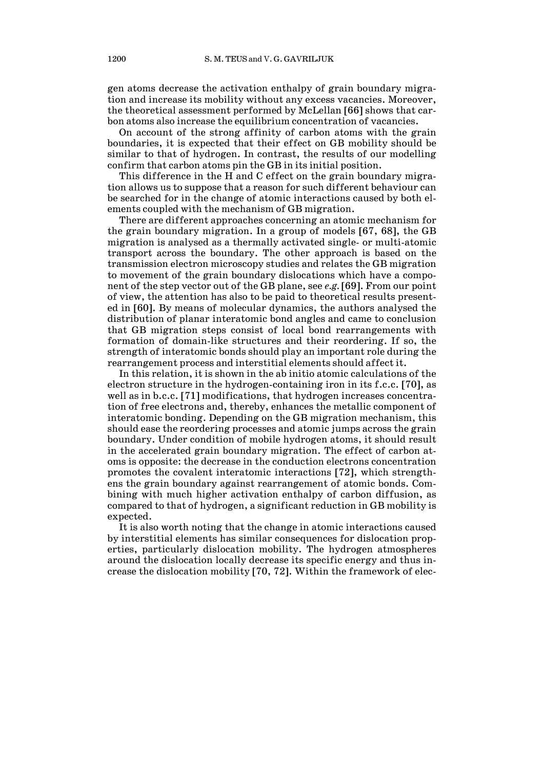gen atoms decrease the activation enthalpy of grain boundary migration and increase its mobility without any excess vacancies. Moreover, the theoretical assessment performed by McLellan [66] shows that carbon atoms also increase the equilibrium concentration of vacancies.

On account of the strong affinity of carbon atoms with the grain boundaries, it is expected that their effect on GB mobility should be similar to that of hydrogen. In contrast, the results of our modelling confirm that carbon atoms pin the GB in its initial position.

This difference in the H and C effect on the grain boundary migration allows us to suppose that a reason for such different behaviour can be searched for in the change of atomic interactions caused by both elements coupled with the mechanism of GB migration.

There are different approaches concerning an atomic mechanism for the grain boundary migration. In a group of models [67, 68], the GB migration is analysed as a thermally activated single- or multi-atomic transport across the boundary. The other approach is based on the transmission electron microscopy studies and relates the GB migration to movement of the grain boundary dislocations which have a component of the step vector out of the GB plane, see *e.g.* [69]. From our point of view, the attention has also to be paid to theoretical results presented in [60]. By means of molecular dynamics, the authors analysed the distribution of planar interatomic bond angles and came to conclusion that GB migration steps consist of local bond rearrangements with formation of domain-like structures and their reordering. If so, the strength of interatomic bonds should play an important role during the rearrangement process and interstitial elements should affect it.

In this relation, it is shown in the ab initio atomic calculations of the electron structure in the hydrogen-containing iron in its f.c.c. [70], as well as in b.c.c. [71] modifications, that hydrogen increases concentration of free electrons and, thereby, enhances the metallic component of interatomic bonding. Depending on the GB migration mechanism, this should ease the reordering processes and atomic jumps across the grain boundary. Under condition of mobile hydrogen atoms, it should result in the accelerated grain boundary migration. The effect of carbon atoms is opposite: the decrease in the conduction electrons concentration promotes the covalent interatomic interactions [72], which strengthens the grain boundary against rearrangement of atomic bonds. Combining with much higher activation enthalpy of carbon diffusion, as compared to that of hydrogen, a significant reduction in GB mobility is expected.

It is also worth noting that the change in atomic interactions caused by interstitial elements has similar consequences for dislocation properties, particularly dislocation mobility. The hydrogen atmospheres around the dislocation locally decrease its specific energy and thus increase the dislocation mobility [70, 72]. Within the framework of elec-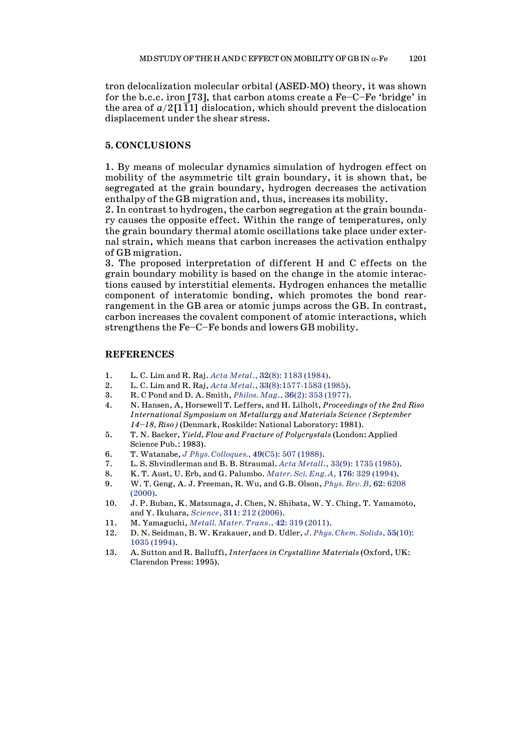tron delocalization molecular orbital (ASED-MO) theory, it was shown for the b.c.c. iron [73], that carbon atoms create a Fe–C–Fe 'bridge' in the area of $a/2[1\bar{1}1]$ dislocation, which should prevent the dislocation displacement under the shear stress.

## 5. CONCLUSIONS

1. By means of molecular dynamics simulation of hydrogen effect on mobility of the asymmetric tilt grain boundary, it is shown that, be segregated at the grain boundary, hydrogen decreases the activation enthalpy of the GB migration and, thus, increases its mobility.
2. In contrast to hydrogen, the carbon segregation at the grain boundary causes the opposite effect. Within the range of temperatures, only the grain boundary thermal atomic oscillations take place under external strain, which means that carbon increases the activation enthalpy of GB migration.
3. The proposed interpretation of different H and C effects on the grain boundary mobility is based on the change in the atomic interactions caused by interstitial elements. Hydrogen enhances the metallic component of interatomic bonding, which promotes the bond rearrangement in the GB area or atomic jumps across the GB. In contrast, carbon increases the covalent component of atomic interactions, which strengthens the Fe–C–Fe bonds and lowers GB mobility.

## REFERENCES

1. L. C. Lim and R. Raj. *Acta Metal.*, **32**(8): 1183 (1984).
2. L. C. Lim and R. Raj, *Acta Metal.*, **33**(8):1577-1583 (1985).
3. R. C Pond and D. A. Smith, *Philos. Mag.*, **36**(2): 353 (1977).
4. N. Hansen, A, Horsewell T. Leffers, and H. Lilholt, *Proceedings of the 2nd Riso International Symposium on Metallurgy and Materials Science (September 14–18, Riso)* (Denmark, Roskilde: National Laboratory: 1981).
5. T. N. Backer, *Yield, Flow and Fracture of Polycrystals* (London: Applied Science Pub.: 1983).
6. T. Watanabe, *J Phys. Colloques.*, **49**(C5): 507 (1988).
7. L. S. Shvindlerman and B. B. Straumal. *Acta Metall.*, 33(9): 1735 (1985).
8. K. T. Aust, U. Erb, and G. Palumbo. *Mater. Sci. Eng. A*, **176**: 329 (1994).
9. W. T. Geng, A. J. Freeman, R. Wu, and G.B. Olson, *Phys. Rev. B*, **62**: 6208 (2000).
10. J. P. Buban, K. Matsunaga, J. Chen, N. Shibata, W. Y. Ching, T. Yamamoto, and Y. Ikuhara, *Science*, **311**: 212 (2006).
11. M. Yamaguchi, *Metall. Mater. Trans.*, **42**: 319 (2011).
12. D. N. Seidman, B. W. Krakauer, and D. Udler, *J. Phys. Chem. Solids*, **55(10)**: 1035 (1994).
13. A. Sutton and R. Balluffi, *Interfaces in Crystalline Materials* (Oxford, UK: Clarendon Press: 1995).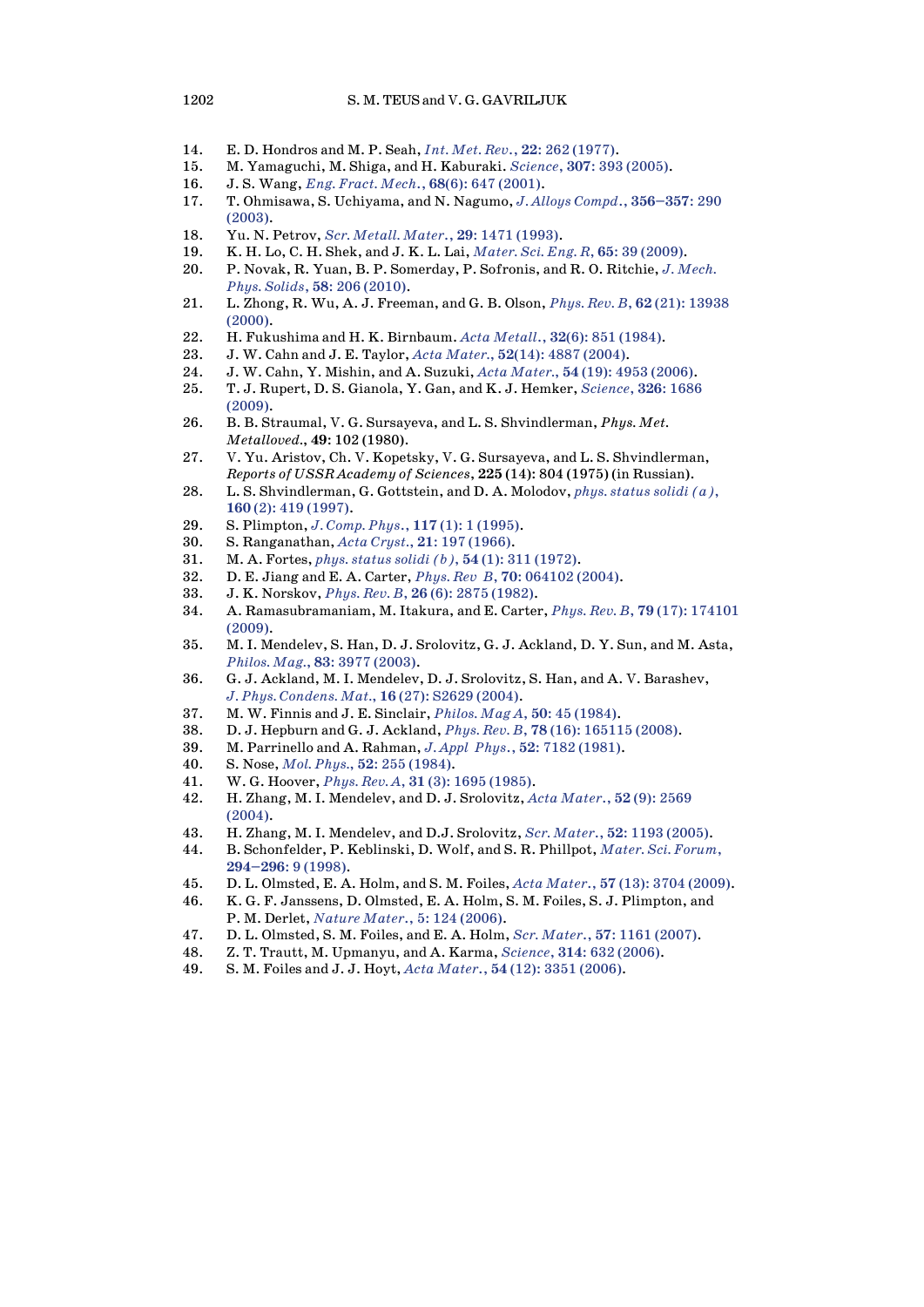14. E. D. Hondros and M. P. Seah, *Int. Met. Rev.*, **22**: 262 (1977).
15. M. Yamaguchi, M. Shiga, and H. Kaburaki. *Science*, **307**: 393 (2005).
16. J. S. Wang, *Eng. Fract. Mech.*, **68**(6): 647 (2001).
17. T. Ohmisawa, S. Uchiyama, and N. Nagumo, *J. Alloys Compd.*, **356–357**: 290 (2003).
18. Yu. N. Petrov, *Scr. Metall. Mater.*, **29**: 1471 (1993).
19. K. H. Lo, C. H. Shek, and J. K. L. Lai, *Mater. Sci. Eng. R*, **65**: 39 (2009).
20. P. Novak, R. Yuan, B. P. Somerday, P. Sofronis, and R. O. Ritchie, *J. Mech. Phys. Solids*, **58**: 206 (2010).
21. L. Zhong, R. Wu, A. J. Freeman, and G. B. Olson, *Phys. Rev. B*, **62** (21): 13938 (2000).
22. H. Fukushima and H. K. Birnbaum. *Acta Metall.*, **32**(6): 851 (1984).
23. J. W. Cahn and J. E. Taylor, *Acta Mater.*, **52**(14): 4887 (2004).
24. J. W. Cahn, Y. Mishin, and A. Suzuki, *Acta Mater.*, **54** (19): 4953 (2006).
25. T. J. Rupert, D. S. Gianola, Y. Gan, and K. J. Hemker, *Science*, **326**: 1686 (2009).
26. B. B. Straumal, V. G. Sursayeva, and L. S. Shvindlerman, *Phys. Met. Metalloved.*, **49**: 102 (1980).
27. V. Yu. Aristov, Ch. V. Kopetsky, V. G. Sursayeva, and L. S. Shvindlerman, *Reports of USSR Academy of Sciences*, **225** (14): 804 (1975) (in Russian).
28. L. S. Shvindlerman, G. Gottstein, and D. A. Molodov, *phys. status solidi (a)*, **160** (2): 419 (1997).
29. S. Plimpton, *J. Comp. Phys.*, **117** (1): 1 (1995).
30. S. Ranganathan, *Acta Cryst.*, **21**: 197 (1966).
31. M. A. Fortes, *phys. status solidi (b)*, **54** (1): 311 (1972).
32. D. E. Jiang and E. A. Carter, *Phys. Rev B*, **70**: 064102 (2004).
33. J. K. Norskov, *Phys. Rev. B*, **26** (6): 2875 (1982).
34. A. Ramasubramaniam, M. Itakura, and E. Carter, *Phys. Rev. B*, **79** (17): 174101 (2009).
35. M. I. Mendelev, S. Han, D. J. Srolovitz, G. J. Ackland, D. Y. Sun, and M. Asta, *Philos. Mag.*, **83**: 3977 (2003).
36. G. J. Ackland, M. I. Mendelev, D. J. Srolovitz, S. Han, and A. V. Barashev, *J. Phys. Condens. Mat.*, **16** (27): S2629 (2004).
37. M. W. Finnis and J. E. Sinclair, *Philos. Mag A*, **50**: 45 (1984).
38. D. J. Hepburn and G. J. Ackland, *Phys. Rev. B*, **78** (16): 165115 (2008).
39. M. Parrinello and A. Rahman, *J. Appl Phys.*, **52**: 7182 (1981).
40. S. Nose, *Mol. Phys.*, **52**: 255 (1984).
41. W. G. Hoover, *Phys. Rev. A*, **31** (3): 1695 (1985).
42. H. Zhang, M. I. Mendelev, and D. J. Srolovitz, *Acta Mater.*, **52** (9): 2569 (2004).
43. H. Zhang, M. I. Mendelev, and D.J. Srolovitz, *Scr. Mater.*, **52**: 1193 (2005).
44. B. Schonfelder, P. Keblinski, D. Wolf, and S. R. Phillpot, *Mater. Sci. Forum*, **294–296**: 9 (1998).
45. D. L. Olmsted, E. A. Holm, and S. M. Foiles, *Acta Mater.*, **57** (13): 3704 (2009).
46. K. G. F. Janssens, D. Olmsted, E. A. Holm, S. M. Foiles, S. J. Plimpton, and P. M. Derlet, *Nature Mater.*, 5: 124 (2006).
47. D. L. Olmsted, S. M. Foiles, and E. A. Holm, *Scr. Mater.*, **57**: 1161 (2007).
48. Z. T. Trautt, M. Upmanyu, and A. Karma, *Science*, **314**: 632 (2006).
49. S. M. Foiles and J. J. Hoyt, *Acta Mater.*, **54** (12): 3351 (2006).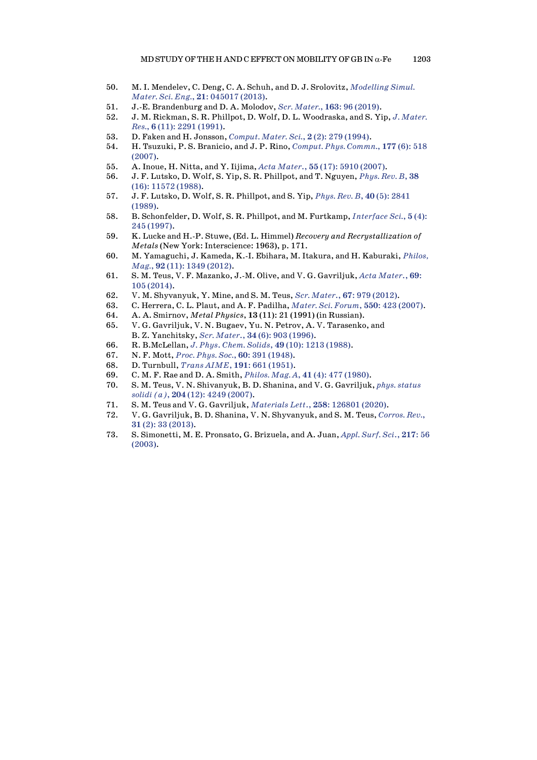50. M. I. Mendelev, C. Deng, C. A. Schuh, and D. J. Srolovitz, *Modelling Simul. Mater. Sci. Eng.*, **21**: 045017 (2013).
51. J.-E. Brandenburg and D. A. Molodov, *Scr. Mater.*, **163**: 96 (2019).
52. J. M. Rickman, S. R. Phillpot, D. Wolf, D. L. Woodraska, and S. Yip, *J. Mater. Res.*, **6** (11): 2291 (1991).
53. D. Faken and H. Jonsson, *Comput. Mater. Sci.*, **2** (2): 279 (1994).
54. H. Tsuzuki, P. S. Branicio, and J. P. Rino, *Comput. Phys. Commn.*, **177** (6): 518 (2007).
55. A. Inoue, H. Nitta, and Y. Iijima, *Acta Mater.*, **55** (17): 5910 (2007).
56. J. F. Lutsko, D. Wolf, S. Yip, S. R. Phillpot, and T. Nguyen, *Phys. Rev. B*, **38** (16): 11572 (1988).
57. J. F. Lutsko, D. Wolf, S. R. Phillpot, and S. Yip, *Phys. Rev. B*, **40** (5): 2841 (1989).
58. B. Schonfelder, D. Wolf, S. R. Phillpot, and M. Furtkamp, *Interface Sci.*, **5** (4): 245 (1997).
59. K. Lucke and H.-P. Stuwe, (Ed. L. Himmel) *Recovery and Recrystallization of Metals* (New York: Interscience: 1963), p. 171.
60. M. Yamaguchi, J. Kameda, K.-I. Ebihara, M. Itakura, and H. Kaburaki, *Philos, Mag.*, **92** (11): 1349 (2012).
61. S. M. Teus, V. F. Mazanko, J.-M. Olive, and V. G. Gavriljuk, *Acta Mater.*, **69**: 105 (2014).
62. V. M. Shyvanyuk, Y. Mine, and S. M. Teus, *Scr. Mater.*, **67**: 979 (2012).
63. C. Herrera, C. L. Plaut, and A. F. Padilha, *Mater. Sci. Forum*, **550**: 423 (2007).
64. A. A. Smirnov, *Metal Physics*, **13** (11): 21 (1991) (in Russian).
65. V. G. Gavriljuk, V. N. Bugaev, Yu. N. Petrov, A. V. Tarasenko, and B. Z. Yanchitsky, *Scr. Mater.*, **34** (6): 903 (1996).
66. R. B.McLellan, *J. Phys. Chem. Solids*, **49** (10): 1213 (1988).
67. N. F. Mott, *Proc. Phys. Soc.*, **60**: 391 (1948).
68. D. Turnbull, *Trans AIME*, **191**: 661 (1951).
69. C. M. F. Rae and D. A. Smith, *Philos. Mag. A*, **41** (4): 477 (1980).
70. S. M. Teus, V. N. Shivanyuk, B. D. Shanina, and V. G. Gavriljuk, *phys. status solidi (a)*, **204** (12): 4249 (2007).
71. S. M. Teus and V. G. Gavriljuk, *Materials Lett.*, **258**: 126801 (2020).
72. V. G. Gavriljuk, B. D. Shanina, V. N. Shyvanyuk, and S. M. Teus, *Corros. Rev.*, **31** (2): 33 (2013).
73. S. Simonetti, M. E. Pronsato, G. Brizuela, and A. Juan, *Appl. Surf. Sci.*, **217**: 56 (2003).